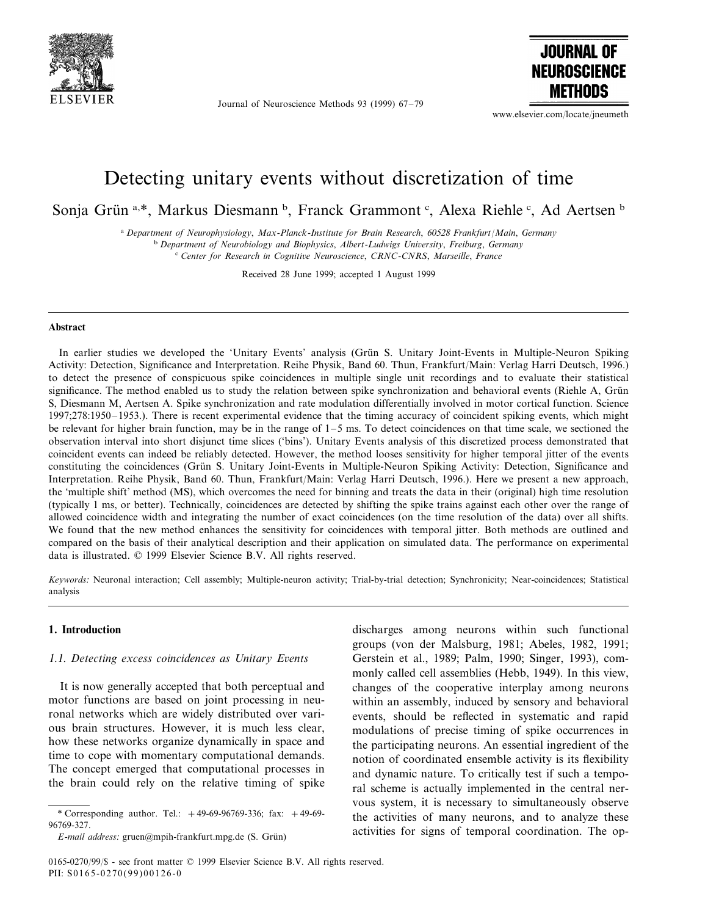# Detecting unitary events without discretization of time

Sonja Grün [a,*], Markus Diesmann [b], Franck Grammont [c], Alexa Riehle [c], Ad Aertsen [b]

[a] *Department of Neurophysiology, Max-Planck-Institute for Brain Research, 60528 Frankfurt/Main, Germany*
[b] *Department of Neurobiology and Biophysics, Albert-Ludwigs University, Freiburg, Germany*
[c] *Center for Research in Cognitive Neuroscience, CRNC-CNRS, Marseille, France*

Received 28 June 1999; accepted 1 August 1999

## Abstract

In earlier studies we developed the 'Unitary Events' analysis (Grün S. Unitary Joint-Events in Multiple-Neuron Spiking Activity: Detection, Significance and Interpretation. Reihe Physik, Band 60. Thun, Frankfurt/Main: Verlag Harri Deutsch, 1996.) to detect the presence of conspicuous spike coincidences in multiple single unit recordings and to evaluate their statistical significance. The method enabled us to study the relation between spike synchronization and behavioral events (Riehle A, Grün S, Diesmann M, Aertsen A. Spike synchronization and rate modulation differentially involved in motor cortical function. Science 1997;278:1950–1953.). There is recent experimental evidence that the timing accuracy of coincident spiking events, which might be relevant for higher brain function, may be in the range of 1–5 ms. To detect coincidences on that time scale, we sectioned the observation interval into short disjunct time slices ('bins'). Unitary Events analysis of this discretized process demonstrated that coincident events can indeed be reliably detected. However, the method looses sensitivity for higher temporal jitter of the events constituting the coincidences (Grün S. Unitary Joint-Events in Multiple-Neuron Spiking Activity: Detection, Significance and Interpretation. Reihe Physik, Band 60. Thun, Frankfurt/Main: Verlag Harri Deutsch, 1996.). Here we present a new approach, the 'multiple shift' method (MS), which overcomes the need for binning and treats the data in their (original) high time resolution (typically 1 ms, or better). Technically, coincidences are detected by shifting the spike trains against each other over the range of allowed coincidence width and integrating the number of exact coincidences (on the time resolution of the data) over all shifts. We found that the new method enhances the sensitivity for coincidences with temporal jitter. Both methods are outlined and compared on the basis of their analytical description and their application on simulated data. The performance on experimental data is illustrated. © 1999 Elsevier Science B.V. All rights reserved.

*Keywords:* Neuronal interaction; Cell assembly; Multiple-neuron activity; Trial-by-trial detection; Synchronicity; Near-coincidences; Statistical analysis

## 1. Introduction

### 1.1. Detecting excess coincidences as Unitary Events

It is now generally accepted that both perceptual and motor functions are based on joint processing in neuronal networks which are widely distributed over various brain structures. However, it is much less clear, how these networks organize dynamically in space and time to cope with momentary computational demands. The concept emerged that computational processes in the brain could rely on the relative timing of spike discharges among neurons within such functional groups (von der Malsburg, 1981; Abeles, 1982, 1991; Gerstein et al., 1989; Palm, 1990; Singer, 1993), commonly called cell assemblies (Hebb, 1949). In this view, changes of the cooperative interplay among neurons within an assembly, induced by sensory and behavioral events, should be reflected in systematic and rapid modulations of precise timing of spike occurrences in the participating neurons. An essential ingredient of the notion of coordinated ensemble activity is its flexibility and dynamic nature. To critically test if such a temporal scheme is actually implemented in the central nervous system, it is necessary to simultaneously observe the activities of many neurons, and to analyze these activities for signs of temporal coordination. The op-

* Corresponding author. Tel.: +49-69-96769-336; fax: +49-69-96769-327.
*E-mail address:* gruen@mpih-frankfurt.mpg.de (S. Grün)

0165-0270/99/$ - see front matter © 1999 Elsevier Science B.V. All rights reserved.
PII: S0165-0270(99)00126-0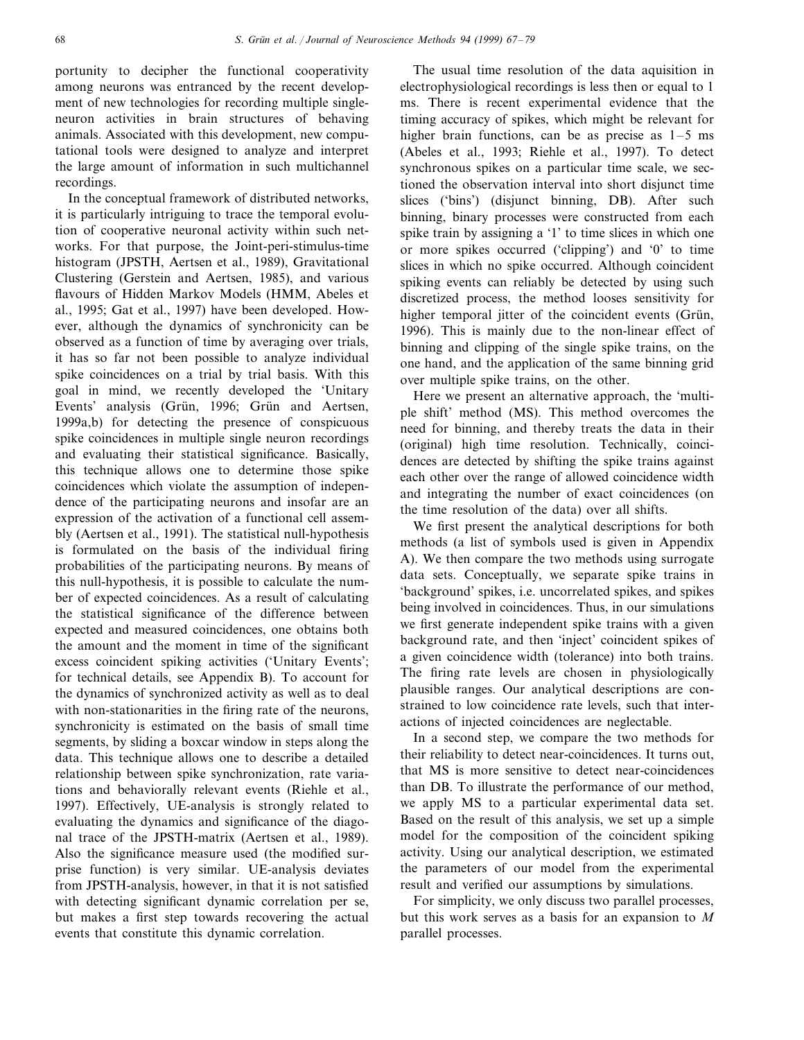portunity to decipher the functional cooperativity among neurons was entranced by the recent development of new technologies for recording multiple single-neuron activities in brain structures of behaving animals. Associated with this development, new computational tools were designed to analyze and interpret the large amount of information in such multichannel recordings.

In the conceptual framework of distributed networks, it is particularly intriguing to trace the temporal evolution of cooperative neuronal activity within such networks. For that purpose, the Joint-peri-stimulus-time histogram (JPSTH, Aertsen et al., 1989), Gravitational Clustering (Gerstein and Aertsen, 1985), and various flavours of Hidden Markov Models (HMM, Abeles et al., 1995; Gat et al., 1997) have been developed. However, although the dynamics of synchronicity can be observed as a function of time by averaging over trials, it has so far not been possible to analyze individual spike coincidences on a trial by trial basis. With this goal in mind, we recently developed the 'Unitary Events' analysis (Grün, 1996; Grün and Aertsen, 1999a,b) for detecting the presence of conspicuous spike coincidences in multiple single neuron recordings and evaluating their statistical significance. Basically, this technique allows one to determine those spike coincidences which violate the assumption of independence of the participating neurons and insofar are an expression of the activation of a functional cell assembly (Aertsen et al., 1991). The statistical null-hypothesis is formulated on the basis of the individual firing probabilities of the participating neurons. By means of this null-hypothesis, it is possible to calculate the number of expected coincidences. As a result of calculating the statistical significance of the difference between expected and measured coincidences, one obtains both the amount and the moment in time of the significant excess coincident spiking activities ('Unitary Events'; for technical details, see Appendix B). To account for the dynamics of synchronized activity as well as to deal with non-stationarities in the firing rate of the neurons, synchronicity is estimated on the basis of small time segments, by sliding a boxcar window in steps along the data. This technique allows one to describe a detailed relationship between spike synchronization, rate variations and behaviorally relevant events (Riehle et al., 1997). Effectively, UE-analysis is strongly related to evaluating the dynamics and significance of the diagonal trace of the JPSTH-matrix (Aertsen et al., 1989). Also the significance measure used (the modified surprise function) is very similar. UE-analysis deviates from JPSTH-analysis, however, in that it is not satisfied with detecting significant dynamic correlation per se, but makes a first step towards recovering the actual events that constitute this dynamic correlation.

The usual time resolution of the data aquisition in electrophysiological recordings is less then or equal to 1 ms. There is recent experimental evidence that the timing accuracy of spikes, which might be relevant for higher brain functions, can be as precise as 1–5 ms (Abeles et al., 1993; Riehle et al., 1997). To detect synchronous spikes on a particular time scale, we sectioned the observation interval into short disjunct time slices ('bins') (disjunct binning, DB). After such binning, binary processes were constructed from each spike train by assigning a '1' to time slices in which one or more spikes occurred ('clipping') and '0' to time slices in which no spike occurred. Although coincident spiking events can reliably be detected by using such discretized process, the method looses sensitivity for higher temporal jitter of the coincident events (Grün, 1996). This is mainly due to the non-linear effect of binning and clipping of the single spike trains, on the one hand, and the application of the same binning grid over multiple spike trains, on the other.

Here we present an alternative approach, the 'multiple shift' method (MS). This method overcomes the need for binning, and thereby treats the data in their (original) high time resolution. Technically, coincidences are detected by shifting the spike trains against each other over the range of allowed coincidence width and integrating the number of exact coincidences (on the time resolution of the data) over all shifts.

We first present the analytical descriptions for both methods (a list of symbols used is given in Appendix A). We then compare the two methods using surrogate data sets. Conceptually, we separate spike trains in 'background' spikes, i.e. uncorrelated spikes, and spikes being involved in coincidences. Thus, in our simulations we first generate independent spike trains with a given background rate, and then 'inject' coincident spikes of a given coincidence width (tolerance) into both trains. The firing rate levels are chosen in physiologically plausible ranges. Our analytical descriptions are constrained to low coincidence rate levels, such that interactions of injected coincidences are neglectable.

In a second step, we compare the two methods for their reliability to detect near-coincidences. It turns out, that MS is more sensitive to detect near-coincidences than DB. To illustrate the performance of our method, we apply MS to a particular experimental data set. Based on the result of this analysis, we set up a simple model for the composition of the coincident spiking activity. Using our analytical description, we estimated the parameters of our model from the experimental result and verified our assumptions by simulations.

For simplicity, we only discuss two parallel processes, but this work serves as a basis for an expansion to $M$ parallel processes.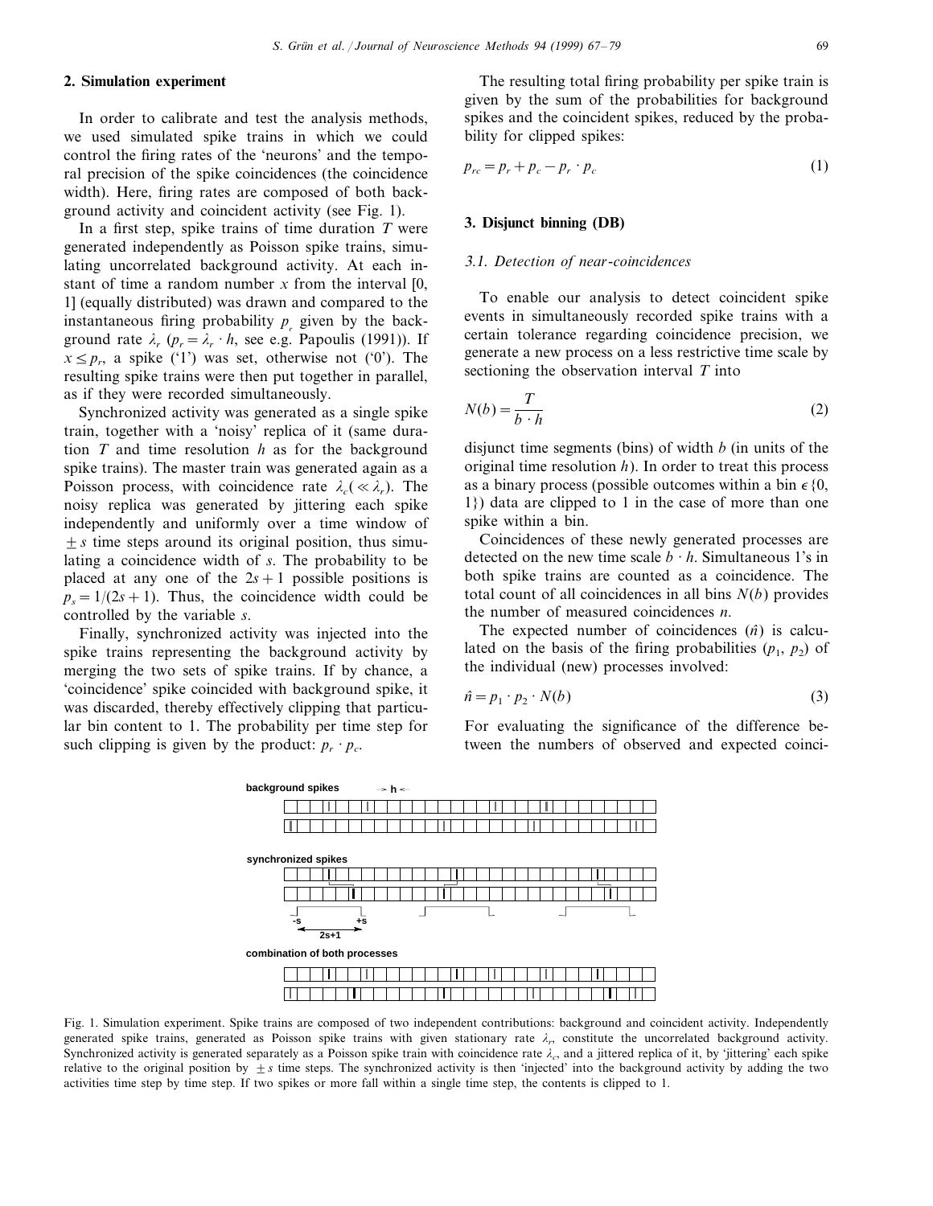## 2. Simulation experiment

In order to calibrate and test the analysis methods, we used simulated spike trains in which we could control the firing rates of the 'neurons' and the temporal precision of the spike coincidences (the coincidence width). Here, firing rates are composed of both background activity and coincident activity (see Fig. 1).

In a first step, spike trains of time duration $T$ were generated independently as Poisson spike trains, simulating uncorrelated background activity. At each instant of time a random number $x$ from the interval [0, 1] (equally distributed) was drawn and compared to the instantaneous firing probability $p_r$ given by the background rate $\lambda_r$ ($p_r = \lambda_r \cdot h$, see e.g. Papoulis (1991)). If $x \leq p_r$, a spike ('1') was set, otherwise not ('0'). The resulting spike trains were then put together in parallel, as if they were recorded simultaneously.

Synchronized activity was generated as a single spike train, together with a 'noisy' replica of it (same duration $T$ and time resolution $h$ as for the background spike trains). The master train was generated again as a Poisson process, with coincidence rate $\lambda_c (\ll \lambda_r)$. The noisy replica was generated by jittering each spike independently and uniformly over a time window of $\pm s$ time steps around its original position, thus simulating a coincidence width of $s$. The probability to be placed at any one of the $2s+1$ possible positions is $p_s = 1/(2s+1)$. Thus, the coincidence width could be controlled by the variable $s$.

Finally, synchronized activity was injected into the spike trains representing the background activity by merging the two sets of spike trains. If by chance, a 'coincidence' spike coincided with background spike, it was discarded, thereby effectively clipping that particular bin content to 1. The probability per time step for such clipping is given by the product: $p_r \cdot p_c$.

The resulting total firing probability per spike train is given by the sum of the probabilities for background spikes and the coincident spikes, reduced by the probability for clipped spikes:

$$p_{rc} = p_r + p_c - p_r \cdot p_c \tag{1}$$

## 3. Disjunct binning (DB)

### 3.1. Detection of near-coincidences

To enable our analysis to detect coincident spike events in simultaneously recorded spike trains with a certain tolerance regarding coincidence precision, we generate a new process on a less restrictive time scale by sectioning the observation interval $T$ into

$$N(b) = \frac{T}{b \cdot h} \tag{2}$$

disjunct time segments (bins) of width $b$ (in units of the original time resolution $h$). In order to treat this process as a binary process (possible outcomes within a bin $\in \{0, 1\}$) data are clipped to 1 in the case of more than one spike within a bin.

Coincidences of these newly generated processes are detected on the new time scale $b \cdot h$. Simultaneous 1's in both spike trains are counted as a coincidence. The total count of all coincidences in all bins $N(b)$ provides the number of measured coincidences $n$.

The expected number of coincidences ($\hat{n}$) is calculated on the basis of the firing probabilities ($p_1$, $p_2$) of the individual (new) processes involved:

$$\hat{n} = p_1 \cdot p_2 \cdot N(b) \tag{3}$$

For evaluating the significance of the difference between the numbers of observed and expected coinci-

Fig. 1. Simulation experiment. Spike trains are composed of two independent contributions: background and coincident activity. Independently generated spike trains, generated as Poisson spike trains with given stationary rate $\lambda_r$, constitute the uncorrelated background activity. Synchronized activity is generated separately as a Poisson spike train with coincidence rate $\lambda_c$, and a jittered replica of it, by 'jittering' each spike relative to the original position by $\pm s$ time steps. The synchronized activity is then 'injected' into the background activity by adding the two activities time step by time step. If two spikes or more fall within a single time step, the contents is clipped to 1.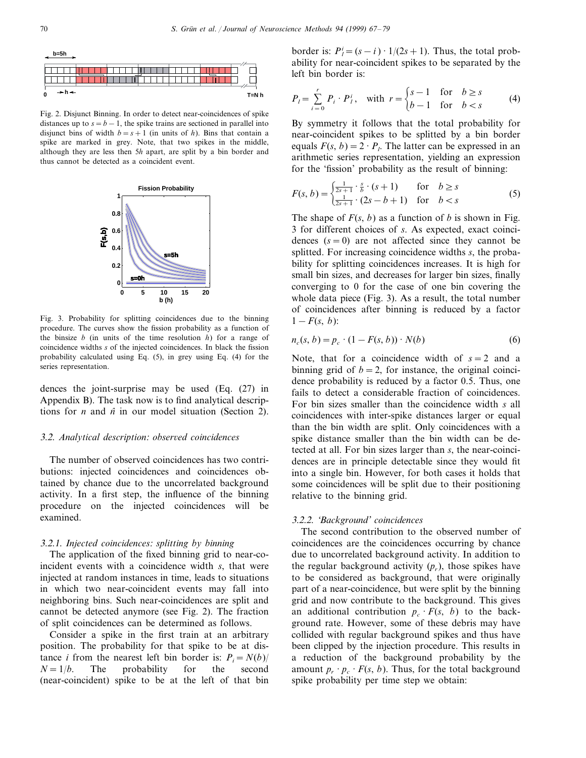Fig. 2. Disjunct Binning. In order to detect near-coincidences of spike distances up to $s = b - 1$, the spike trains are sectioned in parallel into disjunct bins of width $b = s + 1$ (in units of $h$). Bins that contain a spike are marked in grey. Note, that two spikes in the middle, although they are less then $5h$ apart, are split by a bin border and thus cannot be detected as a coincident event.

Fig. 3. Probability for splitting coincidences due to the binning procedure. The curves show the fission probability as a function of the binsize $b$ (in units of the time resolution $h$) for a range of coincidence widths $s$ of the injected coincidences. In black the fission probability calculated using Eq. (5), in grey using Eq. (4) for the series representation.

dences the joint-surprise may be used (Eq. (27) in Appendix B). The task now is to find analytical descriptions for $n$ and $\hat{n}$ in our model situation (Section 2).

### 3.2. Analytical description: observed coincidences

The number of observed coincidences has two contributions: injected coincidences and coincidences obtained by chance due to the uncorrelated background activity. In a first step, the influence of the binning procedure on the injected coincidences will be examined.

#### 3.2.1. Injected coincidences: splitting by binning

The application of the fixed binning grid to near-coincident events with a coincidence width $s$, that were injected at random instances in time, leads to situations in which two near-coincident events may fall into neighboring bins. Such near-coincidences are split and cannot be detected anymore (see Fig. 2). The fraction of split coincidences can be determined as follows.

Consider a spike in the first train at an arbitrary position. The probability for that spike to be at distance $i$ from the nearest left bin border is: $P_i = N(b)/N = 1/b$. The probability for the second (near-coincident) spike to be at the left of that bin border is: $P_l^i = (s - i) \cdot 1/(2s + 1)$. Thus, the total probability for near-coincident spikes to be separated by the left bin border is:

$$P_l = \sum_{i=0}^{r} P_i \cdot P_l^i, \quad \text{with } r = \begin{cases} s - 1 & \text{for} \quad b \geq s \\ b - 1 & \text{for} \quad b < s \end{cases} \tag{4}$$

By symmetry it follows that the total probability for near-coincident spikes to be splitted by a bin border equals $F(s, b) = 2 \cdot P_l$. The latter can be expressed in an arithmetic series representation, yielding an expression for the 'fission' probability as the result of binning:

$$F(s, b) = \begin{cases} \frac{1}{2s+1} \cdot \frac{s}{b} \cdot (s + 1) & \text{for} \quad b \geq s \\ \frac{1}{2s+1} \cdot (2s - b + 1) & \text{for} \quad b < s \end{cases} \tag{5}$$

The shape of $F(s, b)$ as a function of $b$ is shown in Fig. 3 for different choices of $s$. As expected, exact coincidences ($s = 0$) are not affected since they cannot be splitted. For increasing coincidence widths $s$, the probability for splitting coincidences increases. It is high for small bin sizes, and decreases for larger bin sizes, finally converging to 0 for the case of one bin covering the whole data piece (Fig. 3). As a result, the total number of coincidences after binning is reduced by a factor $1 - F(s, b)$:

$$n_c(s, b) = p_c \cdot (1 - F(s, b)) \cdot N(b) \tag{6}$$

Note, that for a coincidence width of $s = 2$ and a binning grid of $b = 2$, for instance, the original coincidence probability is reduced by a factor 0.5. Thus, one fails to detect a considerable fraction of coincidences. For bin sizes smaller than the coincidence width $s$ all coincidences with inter-spike distances larger or equal than the bin width are split. Only coincidences with a spike distance smaller than the bin width can be detected at all. For bin sizes larger than $s$, the near-coincidences are in principle detectable since they would fit into a single bin. However, for both cases it holds that some coincidences will be split due to their positioning relative to the binning grid.

#### 3.2.2. 'Background' coincidences

The second contribution to the observed number of coincidences are the coincidences occurring by chance due to uncorrelated background activity. In addition to the regular background activity ($p_r$), those spikes have to be considered as background, that were originally part of a near-coincidence, but were split by the binning grid and now contribute to the background. This gives an additional contribution $p_c \cdot F(s, b)$ to the background rate. However, some of these debris may have collided with regular background spikes and thus have been clipped by the injection procedure. This results in a reduction of the background probability by the amount $p_r \cdot p_c \cdot F(s, b)$. Thus, for the total background spike probability per time step we obtain: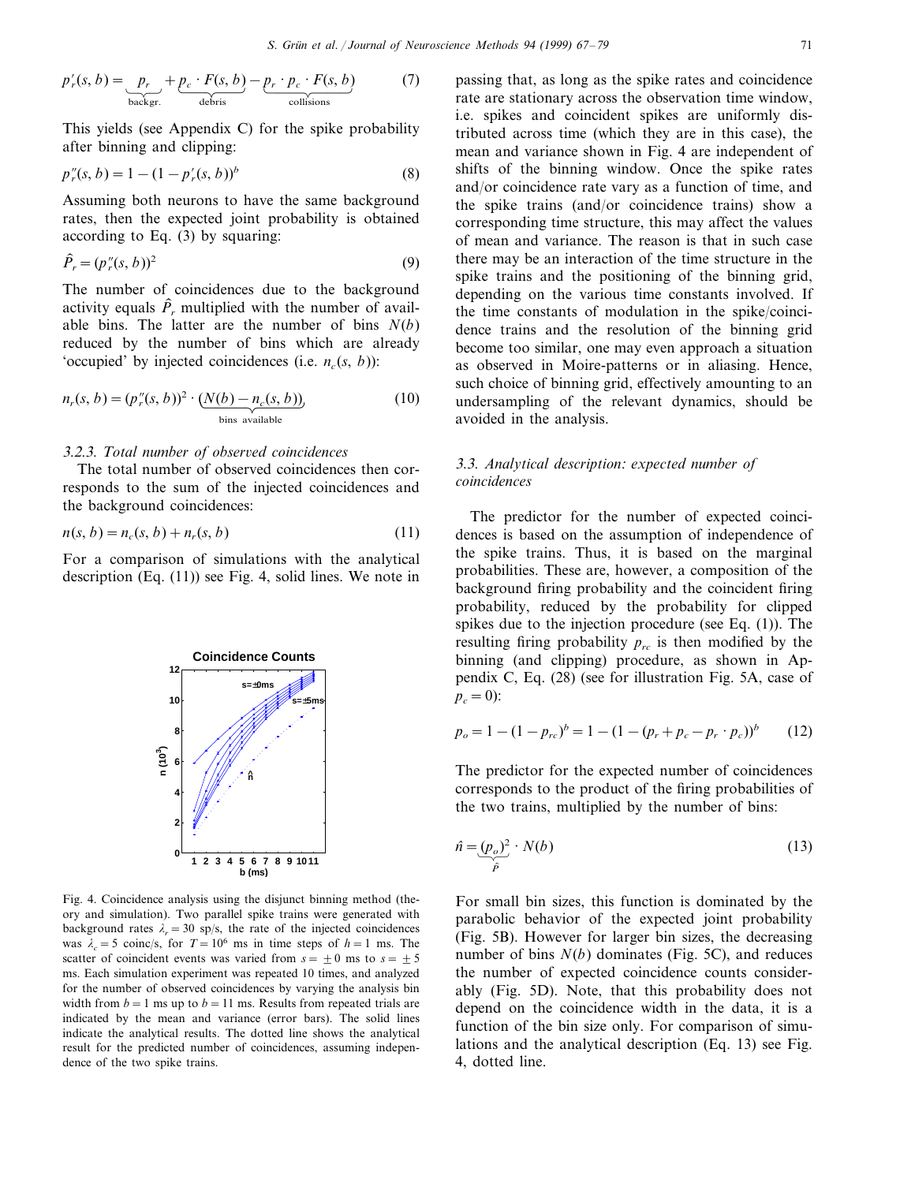$$p_r'(s, b) = \underbrace{p_r}_{\text{backgr.}} + \underbrace{p_c \cdot F(s, b)}_{\text{debris}} - \underbrace{p_r \cdot p_c \cdot F(s, b)}_{\text{collisions}} \tag{7}$$

This yields (see Appendix C) for the spike probability after binning and clipping:

$$p_r''(s, b) = 1 - (1 - p_r'(s, b))^b \tag{8}$$

Assuming both neurons to have the same background rates, then the expected joint probability is obtained according to Eq. (3) by squaring:

$$\hat{P}_r = (p_r''(s, b))^2 \tag{9}$$

The number of coincidences due to the background activity equals $\hat{P}_r$ multiplied with the number of available bins. The latter are the number of bins $N(b)$ reduced by the number of bins which are already 'occupied' by injected coincidences (i.e. $n_c(s, b)$):

$$n_r(s, b) = (p_r''(s, b))^2 \cdot \underbrace{(N(b) - n_c(s, b))}_{\text{bins available}} \tag{10}$$

### 3.2.3. Total number of observed coincidences

The total number of observed coincidences then corresponds to the sum of the injected coincidences and the background coincidences:

$$n(s, b) = n_c(s, b) + n_r(s, b) \tag{11}$$

For a comparison of simulations with the analytical description (Eq. (11)) see Fig. 4, solid lines. We note in passing that, as long as the spike rates and coincidence rate are stationary across the observation time window, i.e. spikes and coincident spikes are uniformly distributed across time (which they are in this case), the mean and variance shown in Fig. 4 are independent of shifts of the binning window. Once the spike rates and/or coincidence rate vary as a function of time, and the spike trains (and/or coincidence trains) show a corresponding time structure, this may affect the values of mean and variance. The reason is that in such case there may be an interaction of the time structure in the spike trains and the positioning of the binning grid, depending on the various time constants involved. If the time constants of modulation in the spike/coincidence trains and the resolution of the binning grid become too similar, one may even approach a situation as observed in Moire-patterns or in aliasing. Hence, such choice of binning grid, effectively amounting to an undersampling of the relevant dynamics, should be avoided in the analysis.

Fig. 4. Coincidence analysis using the disjunct binning method (theory and simulation). Two parallel spike trains were generated with background rates $\lambda_r = 30$ sp/s, the rate of the injected coincidences was $\lambda_c = 5$ coinc/s, for $T = 10^6$ ms in time steps of $h = 1$ ms. The scatter of coincident events was varied from $s = \pm 0$ ms to $s = \pm 5$ ms. Each simulation experiment was repeated 10 times, and analyzed for the number of observed coincidences by varying the analysis bin width from $b = 1$ ms up to $b = 11$ ms. Results from repeated trials are indicated by the mean and variance (error bars). The solid lines indicate the analytical results. The dotted line shows the analytical result for the predicted number of coincidences, assuming independence of the two spike trains.

## 3.3. Analytical description: expected number of coincidences

The predictor for the number of expected coincidences is based on the assumption of independence of the spike trains. Thus, it is based on the marginal probabilities. These are, however, a composition of the background firing probability and the coincident firing probability, reduced by the probability for clipped spikes due to the injection procedure (see Eq. (1)). The resulting firing probability $p_{rc}$ is then modified by the binning (and clipping) procedure, as shown in Appendix C, Eq. (28) (see for illustration Fig. 5A, case of $p_c = 0$):

$$p_o = 1 - (1 - p_{rc})^b = 1 - (1 - (p_r + p_c - p_r \cdot p_c))^b \tag{12}$$

The predictor for the expected number of coincidences corresponds to the product of the firing probabilities of the two trains, multiplied by the number of bins:

$$\hat{n} = \underbrace{(p_o)^2}_{\hat{P}} \cdot N(b) \tag{13}$$

For small bin sizes, this function is dominated by the parabolic behavior of the expected joint probability (Fig. 5B). However for larger bin sizes, the decreasing number of bins $N(b)$ dominates (Fig. 5C), and reduces the number of expected coincidence counts considerably (Fig. 5D). Note, that this probability does not depend on the coincidence width in the data, it is a function of the bin size only. For comparison of simulations and the analytical description (Eq. 13) see Fig. 4, dotted line.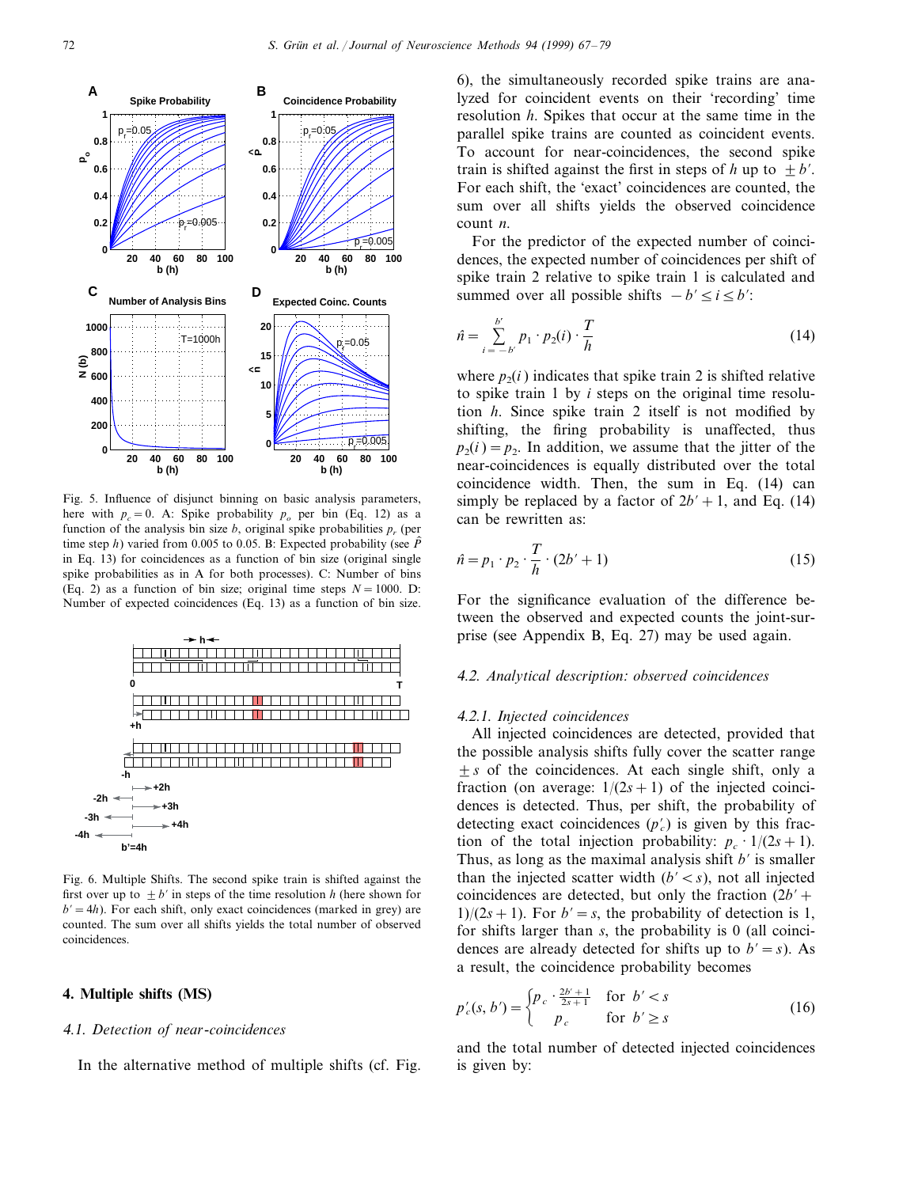Fig. 5. Influence of disjunct binning on basic analysis parameters, here with $p_c = 0$. A: Spike probability $p_o$ per bin (Eq. 12) as a function of the analysis bin size $b$, original spike probabilities $p_r$ (per time step $h$) varied from 0.005 to 0.05. B: Expected probability (see $\hat{P}$ in Eq. 13) for coincidences as a function of bin size (original single spike probabilities as in A for both processes). C: Number of bins (Eq. 2) as a function of bin size; original time steps $N = 1000$. D: Number of expected coincidences (Eq. 13) as a function of bin size.

Fig. 6. Multiple Shifts. The second spike train is shifted against the first over up to $\pm b'$ in steps of the time resolution $h$ (here shown for $b' = 4h$). For each shift, only exact coincidences (marked in grey) are counted. The sum over all shifts yields the total number of observed coincidences.

## 4. Multiple shifts (MS)

### 4.1. Detection of near-coincidences

In the alternative method of multiple shifts (cf. Fig. 6), the simultaneously recorded spike trains are analyzed for coincident events on their 'recording' time resolution $h$. Spikes that occur at the same time in the parallel spike trains are counted as coincident events. To account for near-coincidences, the second spike train is shifted against the first in steps of $h$ up to $\pm b'$. For each shift, the 'exact' coincidences are counted, the sum over all shifts yields the observed coincidence count $n$.

For the predictor of the expected number of coincidences, the expected number of coincidences per shift of spike train 2 relative to spike train 1 is calculated and summed over all possible shifts $-b' \leq i \leq b'$:

$$\hat{n} = \sum_{i=-b'}^{b'} p_1 \cdot p_2(i) \cdot \frac{T}{h} \tag{14}$$

where $p_2(i)$ indicates that spike train 2 is shifted relative to spike train 1 by $i$ steps on the original time resolution $h$. Since spike train 2 itself is not modified by shifting, the firing probability is unaffected, thus $p_2(i) = p_2$. In addition, we assume that the jitter of the near-coincidences is equally distributed over the total coincidence width. Then, the sum in Eq. (14) can simply be replaced by a factor of $2b' + 1$, and Eq. (14) can be rewritten as:

$$\hat{n} = p_1 \cdot p_2 \cdot \frac{T}{h} \cdot (2b' + 1) \tag{15}$$

For the significance evaluation of the difference between the observed and expected counts the joint-surprise (see Appendix B, Eq. 27) may be used again.

### 4.2. Analytical description: observed coincidences

#### 4.2.1. Injected coincidences

All injected coincidences are detected, provided that the possible analysis shifts fully cover the scatter range $\pm s$ of the coincidences. At each single shift, only a fraction (on average: $1/(2s+1)$ of the injected coincidences is detected. Thus, per shift, the probability of detecting exact coincidences ($p'_c$) is given by this fraction of the total injection probability: $p_c \cdot 1/(2s+1)$. Thus, as long as the maximal analysis shift $b'$ is smaller than the injected scatter width ($b' < s$), not all injected coincidences are detected, but only the fraction $(2b' + 1)/(2s+1)$. For $b' = s$, the probability of detection is 1, for shifts larger than $s$, the probability is 0 (all coincidences are already detected for shifts up to $b' = s$). As a result, the coincidence probability becomes

$$p'_c(s, b') = \begin{cases} p_c \cdot \frac{2b'+1}{2s+1} & \text{for } b' < s \\ p_c & \text{for } b' \geq s \end{cases} \tag{16}$$

and the total number of detected injected coincidences is given by: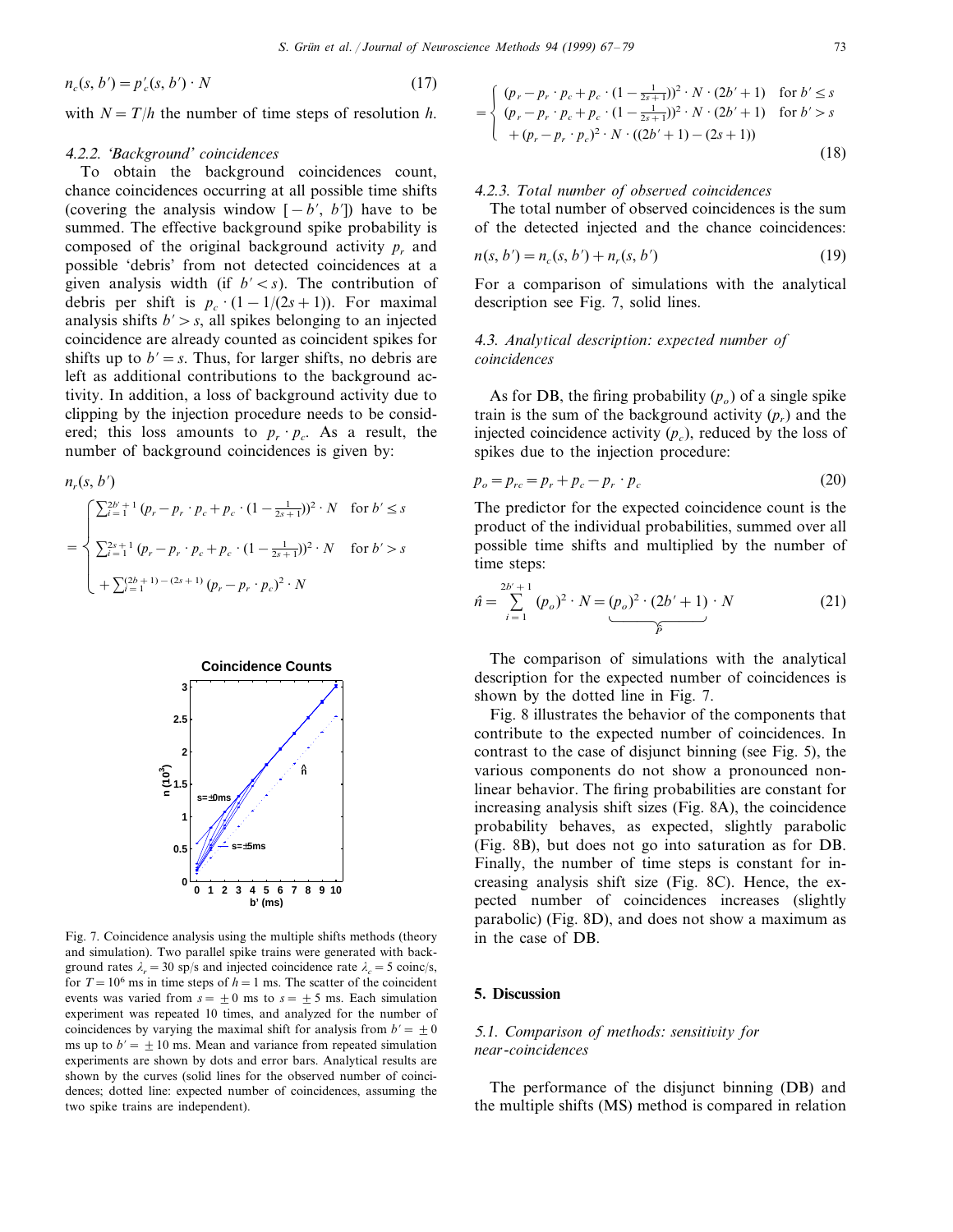$$n_c(s, b') = p'_c(s, b') \cdot N \tag{17}$$

with $N = T/h$ the number of time steps of resolution $h$.

#### 4.2.2. 'Background' coincidences

To obtain the background coincidences count, chance coincidences occurring at all possible time shifts (covering the analysis window $[-b', b']$) have to be summed. The effective background spike probability is composed of the original background activity $p_r$ and possible 'debris' from not detected coincidences at a given analysis width (if $b' < s$). The contribution of debris per shift is $p_c \cdot (1 - 1/(2s+1))$. For maximal analysis shifts $b' > s$, all spikes belonging to an injected coincidence are already counted as coincident spikes for shifts up to $b' = s$. Thus, for larger shifts, no debris are left as additional contributions to the background activity. In addition, a loss of background activity due to clipping by the injection procedure needs to be considered; this loss amounts to $p_r \cdot p_c$. As a result, the number of background coincidences is given by:

$$n_r(s, b') = \begin{cases} \sum_{i=1}^{2b'+1} (p_r - p_r \cdot p_c + p_c \cdot (1 - \frac{1}{2s+1}))^2 \cdot N & \text{for } b' \leq s \\ \sum_{i=1}^{2s+1} (p_r - p_r \cdot p_c + p_c \cdot (1 - \frac{1}{2s+1}))^2 \cdot N & \text{for } b' > s \\ + \sum_{i=1}^{(2b+1)-(2s+1)} (p_r - p_r \cdot p_c)^2 \cdot N & \end{cases}$$

$$= \begin{cases} (p_r - p_r \cdot p_c + p_c \cdot (1 - \frac{1}{2s+1}))^2 \cdot N \cdot (2b'+1) & \text{for } b' \leq s \\ (p_r - p_r \cdot p_c + p_c \cdot (1 - \frac{1}{2s+1}))^2 \cdot N \cdot (2b'+1) & \text{for } b' > s \\ + (p_r - p_r \cdot p_c)^2 \cdot N \cdot ((2b'+1) - (2s+1)) & \end{cases} \tag{18}$$

Fig. 7. Coincidence analysis using the multiple shifts methods (theory and simulation). Two parallel spike trains were generated with background rates $\lambda_r = 30$ sp/s and injected coincidence rate $\lambda_c = 5$ coinc/s, for $T = 10^6$ ms in time steps of $h = 1$ ms. The scatter of the coincident events was varied from $s = \pm 0$ ms to $s = \pm 5$ ms. Each simulation experiment was repeated 10 times, and analyzed for the number of coincidences by varying the maximal shift for analysis from $b' = \pm 0$ ms up to $b' = \pm 10$ ms. Mean and variance from repeated simulation experiments are shown by dots and error bars. Analytical results are shown by the curves (solid lines for the observed number of coincidences; dotted line: expected number of coincidences, assuming the two spike trains are independent).

#### 4.2.3. Total number of observed coincidences

The total number of observed coincidences is the sum of the detected injected and the chance coincidences:

$$n(s, b') = n_c(s, b') + n_r(s, b') \tag{19}$$

For a comparison of simulations with the analytical description see Fig. 7, solid lines.

### 4.3. Analytical description: expected number of coincidences

As for DB, the firing probability ($p_o$) of a single spike train is the sum of the background activity ($p_r$) and the injected coincidence activity ($p_c$), reduced by the loss of spikes due to the injection procedure:

$$p_o = p_{rc} = p_r + p_c - p_r \cdot p_c \tag{20}$$

The predictor for the expected coincidence count is the product of the individual probabilities, summed over all possible time shifts and multiplied by the number of time steps:

$$\hat{n} = \sum_{i=1}^{2b'+1} (p_o)^2 \cdot N = \underbrace{(p_o)^2 \cdot (2b'+1)}_{\hat{P}} \cdot N \tag{21}$$

The comparison of simulations with the analytical description for the expected number of coincidences is shown by the dotted line in Fig. 7.

Fig. 8 illustrates the behavior of the components that contribute to the expected number of coincidences. In contrast to the case of disjunct binning (see Fig. 5), the various components do not show a pronounced nonlinear behavior. The firing probabilities are constant for increasing analysis shift sizes (Fig. 8A), the coincidence probability behaves, as expected, slightly parabolic (Fig. 8B), but does not go into saturation as for DB. Finally, the number of time steps is constant for increasing analysis shift size (Fig. 8C). Hence, the expected number of coincidences increases (slightly parabolic) (Fig. 8D), and does not show a maximum as in the case of DB.

## 5. Discussion

### 5.1. Comparison of methods: sensitivity for near-coincidences

The performance of the disjunct binning (DB) and the multiple shifts (MS) method is compared in relation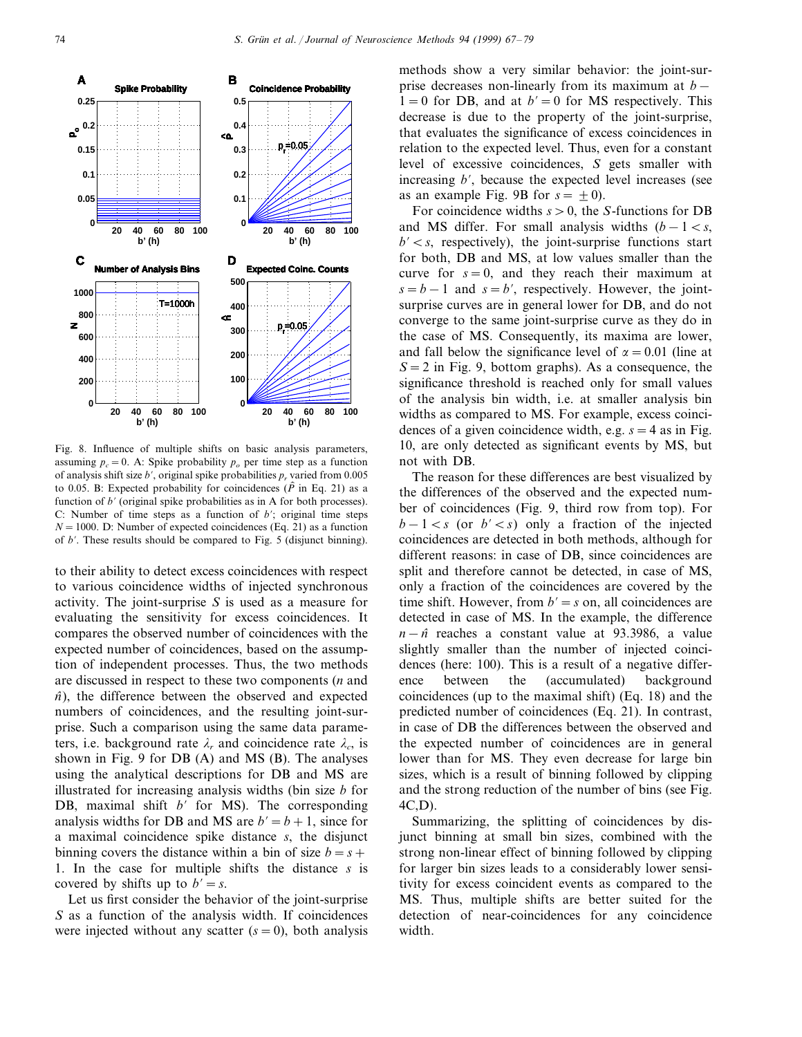Fig. 8. Influence of multiple shifts on basic analysis parameters, assuming $p_c = 0$. A: Spike probability $p_o$ per time step as a function of analysis shift size $b'$, original spike probabilities $p_r$ varied from 0.005 to 0.05. B: Expected probability for coincidences ($\hat{P}$ in Eq. 21) as a function of $b'$ (original spike probabilities as in A for both processes). C: Number of time steps as a function of $b'$; original time steps $N = 1000$. D: Number of expected coincidences (Eq. 21) as a function of $b'$. These results should be compared to Fig. 5 (disjunct binning).

to their ability to detect excess coincidences with respect to various coincidence widths of injected synchronous activity. The joint-surprise $S$ is used as a measure for evaluating the sensitivity for excess coincidences. It compares the observed number of coincidences with the expected number of coincidences, based on the assumption of independent processes. Thus, the two methods are discussed in respect to these two components ($n$ and $\hat{n}$), the difference between the observed and expected numbers of coincidences, and the resulting joint-surprise. Such a comparison using the same data parameters, i.e. background rate $\lambda_r$ and coincidence rate $\lambda_c$, is shown in Fig. 9 for DB (A) and MS (B). The analyses using the analytical descriptions for DB and MS are illustrated for increasing analysis widths (bin size $b$ for DB, maximal shift $b'$ for MS). The corresponding analysis widths for DB and MS are $b' = b + 1$, since for a maximal coincidence spike distance $s$, the disjunct binning covers the distance within a bin of size $b = s + 1$. In the case for multiple shifts the distance $s$ is covered by shifts up to $b' = s$.

Let us first consider the behavior of the joint-surprise $S$ as a function of the analysis width. If coincidences were injected without any scatter ($s = 0$), both analysis methods show a very similar behavior: the joint-surprise decreases non-linearly from its maximum at $b - 1 = 0$ for DB, and at $b' = 0$ for MS respectively. This decrease is due to the property of the joint-surprise, that evaluates the significance of excess coincidences in relation to the expected level. Thus, even for a constant level of excessive coincidences, $S$ gets smaller with increasing $b'$, because the expected level increases (see as an example Fig. 9B for $s = \pm 0$).

For coincidence widths $s > 0$, the $S$-functions for DB and MS differ. For small analysis widths ($b - 1 < s$, $b' < s$, respectively), the joint-surprise functions start for both, DB and MS, at low values smaller than the curve for $s = 0$, and they reach their maximum at $s = b - 1$ and $s = b'$, respectively. However, the joint-surprise curves are in general lower for DB, and do not converge to the same joint-surprise curve as they do in the case of MS. Consequently, its maxima are lower, and fall below the significance level of $\alpha = 0.01$ (line at $S = 2$ in Fig. 9, bottom graphs). As a consequence, the significance threshold is reached only for small values of the analysis bin width, i.e. at smaller analysis bin widths as compared to MS. For example, excess coincidences of a given coincidence width, e.g. $s = 4$ as in Fig. 10, are only detected as significant events by MS, but not with DB.

The reason for these differences are best visualized by the differences of the observed and the expected number of coincidences (Fig. 9, third row from top). For $b - 1 < s$ (or $b' < s$) only a fraction of the injected coincidences are detected in both methods, although for different reasons: in case of DB, since coincidences are split and therefore cannot be detected, in case of MS, only a fraction of the coincidences are covered by the time shift. However, from $b' = s$ on, all coincidences are detected in case of MS. In the example, the difference $n - \hat{n}$ reaches a constant value at 93.3986, a value slightly smaller than the number of injected coincidences (here: 100). This is a result of a negative difference between the (accumulated) background coincidences (up to the maximal shift) (Eq. 18) and the predicted number of coincidences (Eq. 21). In contrast, in case of DB the differences between the observed and the expected number of coincidences are in general lower than for MS. They even decrease for large bin sizes, which is a result of binning followed by clipping and the strong reduction of the number of bins (see Fig. 4C,D).

Summarizing, the splitting of coincidences by disjunct binning at small bin sizes, combined with the strong non-linear effect of binning followed by clipping for larger bin sizes leads to a considerably lower sensitivity for excess coincident events as compared to the MS. Thus, multiple shifts are better suited for the detection of near-coincidences for any coincidence width.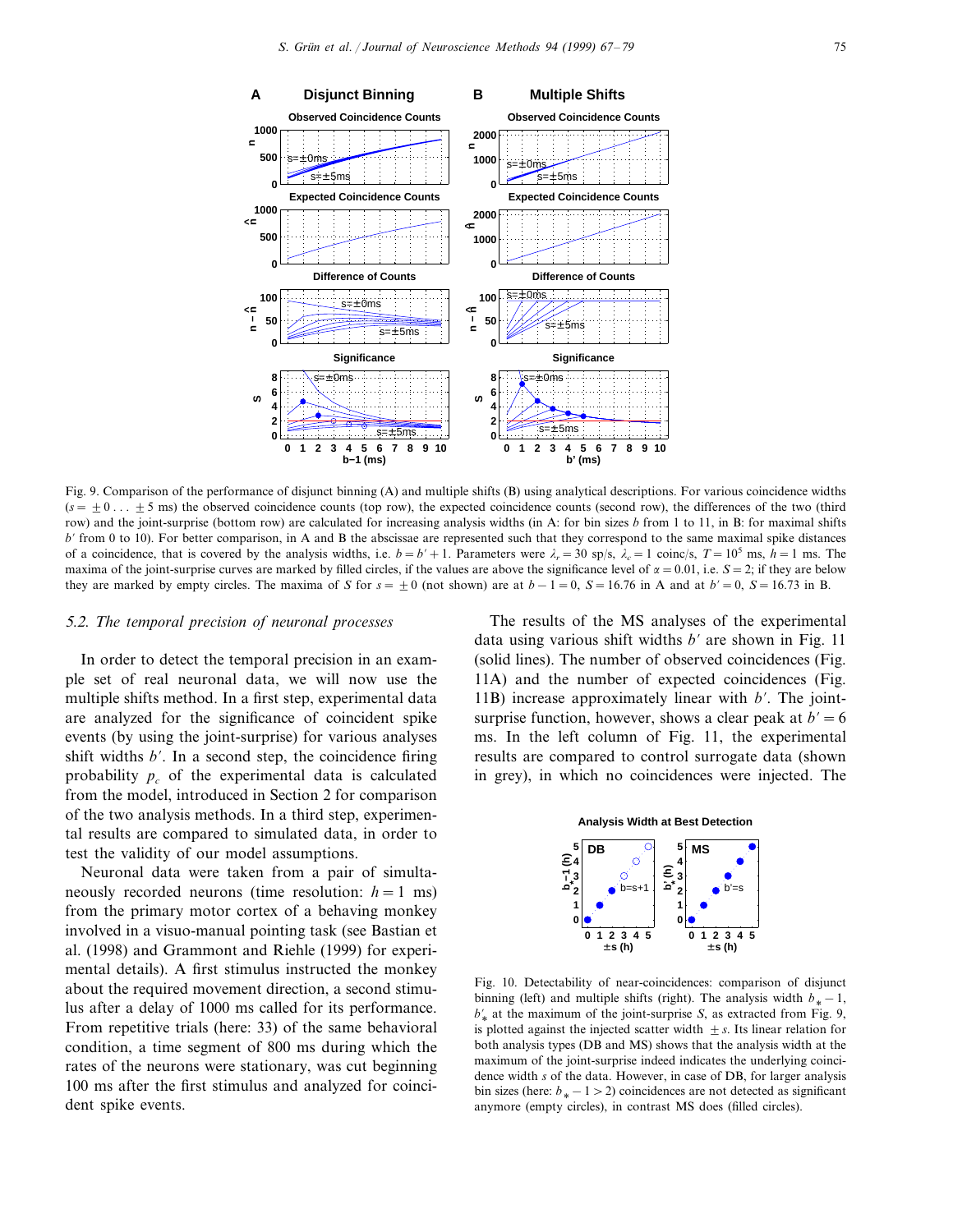Fig. 9. Comparison of the performance of disjunct binning (A) and multiple shifts (B) using analytical descriptions. For various coincidence widths ($s = \pm 0 \ldots \pm 5$ ms) the observed coincidence counts (top row), the expected coincidence counts (second row), the differences of the two (third row) and the joint-surprise (bottom row) are calculated for increasing analysis widths (in A: for bin sizes $b$ from 1 to 11, in B: for maximal shifts $b'$ from 0 to 10). For better comparison, in A and B the abscissae are represented such that they correspond to the same maximal spike distances of a coincidence, that is covered by the analysis widths, i.e. $b = b' + 1$. Parameters were $\lambda_r = 30$ sp/s, $\lambda_c = 1$ coinc/s, $T = 10^5$ ms, $h = 1$ ms. The maxima of the joint-surprise curves are marked by filled circles, if the values are above the significance level of $\alpha = 0.01$, i.e. $S = 2$; if they are below they are marked by empty circles. The maxima of $S$ for $s = \pm 0$ (not shown) are at $b - 1 = 0$, $S = 16.76$ in A and at $b' = 0$, $S = 16.73$ in B.

### 5.2. The temporal precision of neuronal processes

In order to detect the temporal precision in an example set of real neuronal data, we will now use the multiple shifts method. In a first step, experimental data are analyzed for the significance of coincident spike events (by using the joint-surprise) for various analyses shift widths $b'$. In a second step, the coincidence firing probability $p_c$ of the experimental data is calculated from the model, introduced in Section 2 for comparison of the two analysis methods. In a third step, experimental results are compared to simulated data, in order to test the validity of our model assumptions.

Neuronal data were taken from a pair of simultaneously recorded neurons (time resolution: $h = 1$ ms) from the primary motor cortex of a behaving monkey involved in a visuo-manual pointing task (see Bastian et al. (1998) and Grammont and Riehle (1999) for experimental details). A first stimulus instructed the monkey about the required movement direction, a second stimulus after a delay of 1000 ms called for its performance. From repetitive trials (here: 33) of the same behavioral condition, a time segment of 800 ms during which the rates of the neurons were stationary, was cut beginning 100 ms after the first stimulus and analyzed for coincident spike events.

The results of the MS analyses of the experimental data using various shift widths $b'$ are shown in Fig. 11 (solid lines). The number of observed coincidences (Fig. 11A) and the number of expected coincidences (Fig. 11B) increase approximately linear with $b'$. The joint-surprise function, however, shows a clear peak at $b' = 6$ ms. In the left column of Fig. 11, the experimental results are compared to control surrogate data (shown in grey), in which no coincidences were injected. The

Fig. 10. Detectability of near-coincidences: comparison of disjunct binning (left) and multiple shifts (right). The analysis width $b_* - 1$, $b'_*$ at the maximum of the joint-surprise $S$, as extracted from Fig. 9, is plotted against the injected scatter width $\pm s$. Its linear relation for both analysis types (DB and MS) shows that the analysis width at the maximum of the joint-surprise indeed indicates the underlying coincidence width $s$ of the data. However, in case of DB, for larger analysis bin sizes (here: $b_* - 1 > 2$) coincidences are not detected as significant anymore (empty circles), in contrast MS does (filled circles).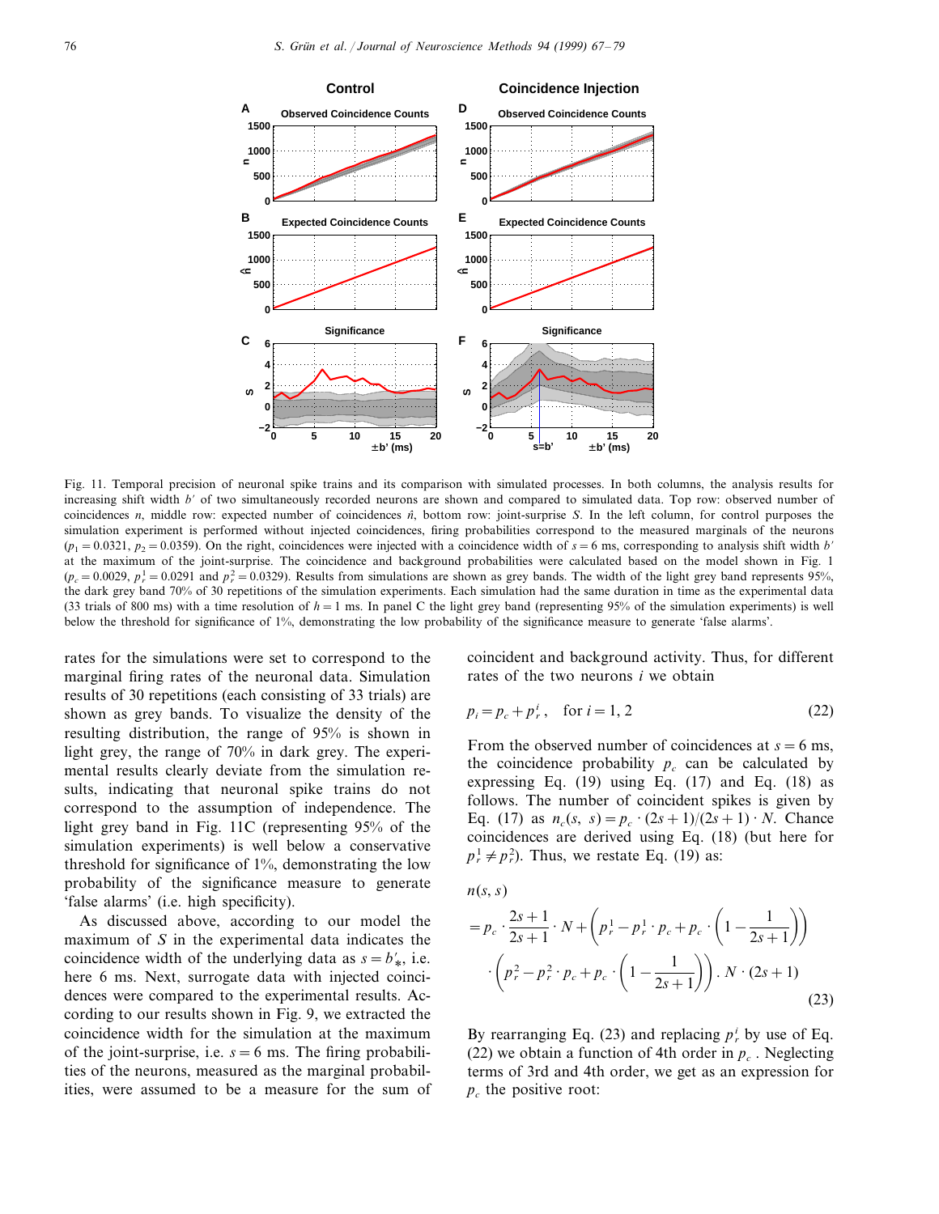Fig. 11. Temporal precision of neuronal spike trains and its comparison with simulated processes. In both columns, the analysis results for increasing shift width $b'$ of two simultaneously recorded neurons are shown and compared to simulated data. Top row: observed number of coincidences $n$, middle row: expected number of coincidences $\hat{n}$, bottom row: joint-surprise $S$. In the left column, for control purposes the simulation experiment is performed without injected coincidences, firing probabilities correspond to the measured marginals of the neurons ($p_1 = 0.0321$, $p_2 = 0.0359$). On the right, coincidences were injected with a coincidence width of $s = 6$ ms, corresponding to analysis shift width $b'$ at the maximum of the joint-surprise. The coincidence and background probabilities were calculated based on the model shown in Fig. 1 ($p_c = 0.0029$, $p_r^1 = 0.0291$ and $p_r^2 = 0.0329$). Results from simulations are shown as grey bands. The width of the light grey band represents 95%, the dark grey band 70% of 30 repetitions of the simulation experiments. Each simulation had the same duration in time as the experimental data (33 trials of 800 ms) with a time resolution of $h = 1$ ms. In panel C the light grey band (representing 95% of the simulation experiments) is well below the threshold for significance of 1%, demonstrating the low probability of the significance measure to generate 'false alarms'.

rates for the simulations were set to correspond to the marginal firing rates of the neuronal data. Simulation results of 30 repetitions (each consisting of 33 trials) are shown as grey bands. To visualize the density of the resulting distribution, the range of 95% is shown in light grey, the range of 70% in dark grey. The experimental results clearly deviate from the simulation results, indicating that neuronal spike trains do not correspond to the assumption of independence. The light grey band in Fig. 11C (representing 95% of the simulation experiments) is well below a conservative threshold for significance of 1%, demonstrating the low probability of the significance measure to generate 'false alarms' (i.e. high specificity).

As discussed above, according to our model the maximum of $S$ in the experimental data indicates the coincidence width of the underlying data as $s = b'_{*}$, i.e. here 6 ms. Next, surrogate data with injected coincidences were compared to the experimental results. According to our results shown in Fig. 9, we extracted the coincidence width for the simulation at the maximum of the joint-surprise, i.e. $s = 6$ ms. The firing probabilities of the neurons, measured as the marginal probabilities, were assumed to be a measure for the sum of coincident and background activity. Thus, for different rates of the two neurons $i$ we obtain

$$p_i = p_c + p_r^i, \quad \text{for } i = 1, 2 \tag{22}$$

From the observed number of coincidences at $s = 6$ ms, the coincidence probability $p_c$ can be calculated by expressing Eq. (19) using Eq. (17) and Eq. (18) as follows. The number of coincident spikes is given by Eq. (17) as $n_c(s, s) = p_c \cdot (2s+1)/(2s+1) \cdot N$. Chance coincidences are derived using Eq. (18) (but here for $p_r^1 \neq p_r^2$). Thus, we restate Eq. (19) as:

$$\begin{aligned} n(s, s) &= p_c \cdot \frac{2s+1}{2s+1} \cdot N + \left(p_r^1 - p_r^1 \cdot p_c + p_c \cdot \left(1 - \frac{1}{2s+1}\right)\right) \\ &\quad \cdot \left(p_r^2 - p_r^2 \cdot p_c + p_c \cdot \left(1 - \frac{1}{2s+1}\right)\right) \cdot N \cdot (2s+1) \end{aligned} \tag{23}$$

By rearranging Eq. (23) and replacing $p_r^i$ by use of Eq. (22) we obtain a function of 4th order in $p_c$. Neglecting terms of 3rd and 4th order, we get as an expression for $p_c$ the positive root: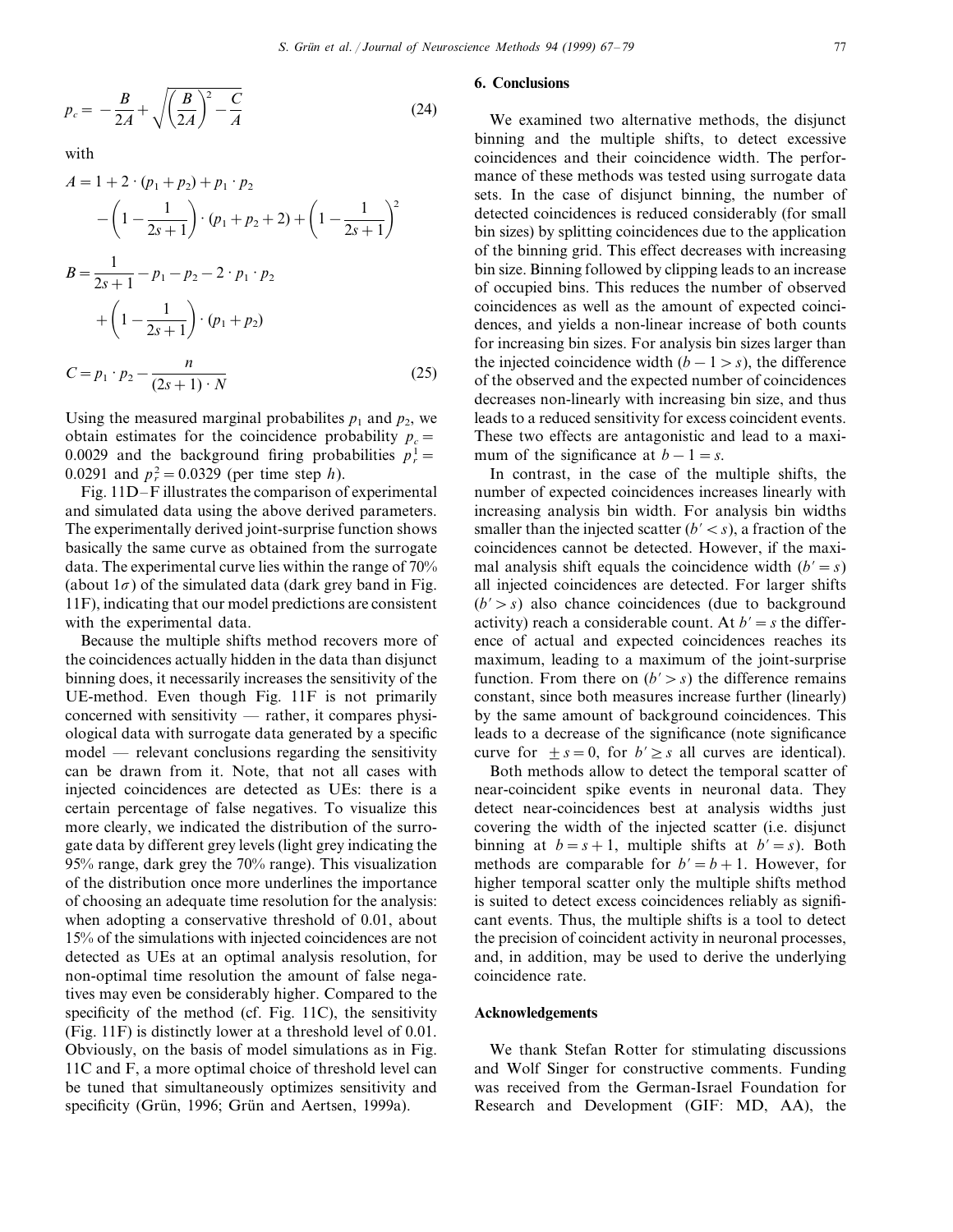$$p_c = -\frac{B}{2A} + \sqrt{\left(\frac{B}{2A}\right)^2 - \frac{C}{A}} \tag{24}$$

with

$$A = 1 + 2 \cdot (p_1 + p_2) + p_1 \cdot p_2 - \left(1 - \frac{1}{2s+1}\right) \cdot (p_1 + p_2 + 2) + \left(1 - \frac{1}{2s+1}\right)^2$$

$$B = \frac{1}{2s+1} - p_1 - p_2 - 2 \cdot p_1 \cdot p_2 + \left(1 - \frac{1}{2s+1}\right) \cdot (p_1 + p_2)$$

$$C = p_1 \cdot p_2 - \frac{n}{(2s+1) \cdot N} \tag{25}$$

Using the measured marginal probabilites $p_1$ and $p_2$, we obtain estimates for the coincidence probability $p_c = 0.0029$ and the background firing probabilities $p_r^1 = 0.0291$ and $p_r^2 = 0.0329$ (per time step $h$).

Fig. 11D–F illustrates the comparison of experimental and simulated data using the above derived parameters. The experimentally derived joint-surprise function shows basically the same curve as obtained from the surrogate data. The experimental curve lies within the range of 70% (about $1\sigma$) of the simulated data (dark grey band in Fig. 11F), indicating that our model predictions are consistent with the experimental data.

Because the multiple shifts method recovers more of the coincidences actually hidden in the data than disjunct binning does, it necessarily increases the sensitivity of the UE-method. Even though Fig. 11F is not primarily concerned with sensitivity — rather, it compares physiological data with surrogate data generated by a specific model — relevant conclusions regarding the sensitivity can be drawn from it. Note, that not all cases with injected coincidences are detected as UEs: there is a certain percentage of false negatives. To visualize this more clearly, we indicated the distribution of the surrogate data by different grey levels (light grey indicating the 95% range, dark grey the 70% range). This visualization of the distribution once more underlines the importance of choosing an adequate time resolution for the analysis: when adopting a conservative threshold of 0.01, about 15% of the simulations with injected coincidences are not detected as UEs at an optimal analysis resolution, for non-optimal time resolution the amount of false negatives may even be considerably higher. Compared to the specificity of the method (cf. Fig. 11C), the sensitivity (Fig. 11F) is distinctly lower at a threshold level of 0.01. Obviously, on the basis of model simulations as in Fig. 11C and F, a more optimal choice of threshold level can be tuned that simultaneously optimizes sensitivity and specificity (Grün, 1996; Grün and Aertsen, 1999a).

## 6. Conclusions

We examined two alternative methods, the disjunct binning and the multiple shifts, to detect excessive coincidences and their coincidence width. The performance of these methods was tested using surrogate data sets. In the case of disjunct binning, the number of detected coincidences is reduced considerably (for small bin sizes) by splitting coincidences due to the application of the binning grid. This effect decreases with increasing bin size. Binning followed by clipping leads to an increase of occupied bins. This reduces the number of observed coincidences as well as the amount of expected coincidences, and yields a non-linear increase of both counts for increasing bin sizes. For analysis bin sizes larger than the injected coincidence width ($b - 1 > s$), the difference of the observed and the expected number of coincidences decreases non-linearly with increasing bin size, and thus leads to a reduced sensitivity for excess coincident events. These two effects are antagonistic and lead to a maximum of the significance at $b - 1 = s$.

In contrast, in the case of the multiple shifts, the number of expected coincidences increases linearly with increasing analysis bin width. For analysis bin widths smaller than the injected scatter ($b' < s$), a fraction of the coincidences cannot be detected. However, if the maximal analysis shift equals the coincidence width ($b' = s$) all injected coincidences are detected. For larger shifts ($b' > s$) also chance coincidences (due to background activity) reach a considerable count. At $b' = s$ the difference of actual and expected coincidences reaches its maximum, leading to a maximum of the joint-surprise function. From there on ($b' > s$) the difference remains constant, since both measures increase further (linearly) by the same amount of background coincidences. This leads to a decrease of the significance (note significance curve for $\pm s = 0$, for $b' \geq s$ all curves are identical).

Both methods allow to detect the temporal scatter of near-coincident spike events in neuronal data. They detect near-coincidences best at analysis widths just covering the width of the injected scatter (i.e. disjunct binning at $b = s + 1$, multiple shifts at $b' = s$). Both methods are comparable for $b' = b + 1$. However, for higher temporal scatter only the multiple shifts method is suited to detect excess coincidences reliably as significant events. Thus, the multiple shifts is a tool to detect the precision of coincident activity in neuronal processes, and, in addition, may be used to derive the underlying coincidence rate.

## Acknowledgements

We thank Stefan Rotter for stimulating discussions and Wolf Singer for constructive comments. Funding was received from the German-Israel Foundation for Research and Development (GIF: MD, AA), the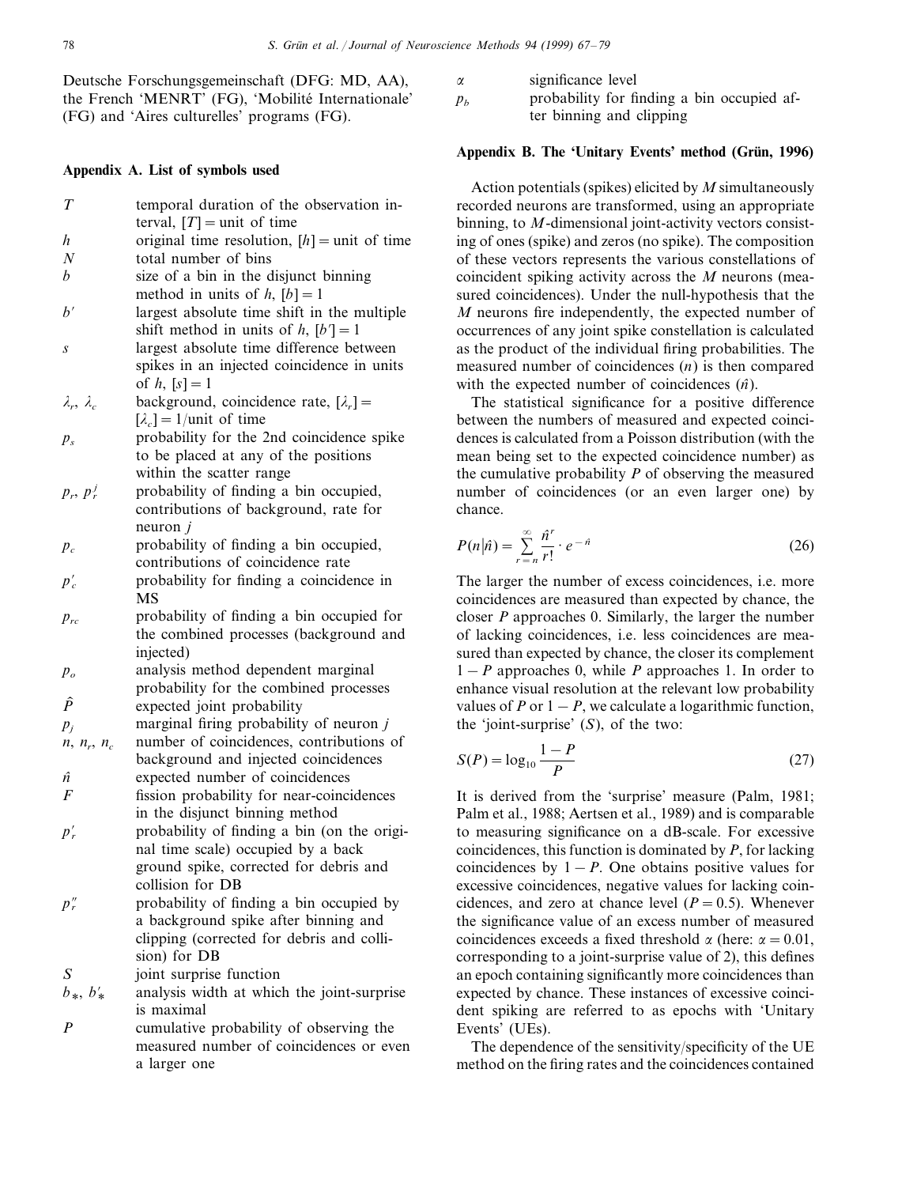Deutsche Forschungsgemeinschaft (DFG: MD, AA), the French 'MENRT' (FG), 'Mobilité Internationale' (FG) and 'Aires culturelles' programs (FG).

## Appendix A. List of symbols used

| | |
|---|---|
| $T$ | temporal duration of the observation interval, $[T]$ = unit of time |
| $h$ | original time resolution, $[h]$ = unit of time |
| $N$ | total number of bins |
| $b$ | size of a bin in the disjunct binning method in units of $h$, $[b]=1$ |
| $b'$ | largest absolute time shift in the multiple shift method in units of $h$, $[b']=1$ |
| $s$ | largest absolute time difference between spikes in an injected coincidence in units of $h$, $[s]=1$ |
| $\lambda_r$, $\lambda_c$ | background, coincidence rate, $[\lambda_r]=[\lambda_c]=1$/unit of time |
| $p_s$ | probability for the 2nd coincidence spike to be placed at any of the positions within the scatter range |
| $p_r$, $p_r^j$ | probability of finding a bin occupied, contributions of background, rate for neuron $j$ |
| $p_c$ | probability of finding a bin occupied, contributions of coincidence rate |
| $p_c'$ | probability for finding a coincidence in MS |
| $p_{rc}$ | probability of finding a bin occupied for the combined processes (background and injected) |
| $p_o$ | analysis method dependent marginal probability for the combined processes |
| $\hat{P}$ | expected joint probability |
| $p_j$ | marginal firing probability of neuron $j$ |
| $n$, $n_r$, $n_c$ | number of coincidences, contributions of background and injected coincidences |
| $\hat{n}$ | expected number of coincidences |
| $F$ | fission probability for near-coincidences in the disjunct binning method |
| $p_r'$ | probability of finding a bin (on the original time scale) occupied by a back ground spike, corrected for debris and collision for DB |
| $p_r''$ | probability of finding a bin occupied by a background spike after binning and clipping (corrected for debris and collision) for DB |
| $S$ | joint surprise function |
| $b_*$, $b_*'$ | analysis width at which the joint-surprise is maximal |
| $P$ | cumulative probability of observing the measured number of coincidences or even a larger one |
| $\alpha$ | significance level |
| $p_b$ | probability for finding a bin occupied after binning and clipping |

## Appendix B. The 'Unitary Events' method (Grün, 1996)

Action potentials (spikes) elicited by $M$ simultaneously recorded neurons are transformed, using an appropriate binning, to $M$-dimensional joint-activity vectors consisting of ones (spike) and zeros (no spike). The composition of these vectors represents the various constellations of coincident spiking activity across the $M$ neurons (measured coincidences). Under the null-hypothesis that the $M$ neurons fire independently, the expected number of occurrences of any joint spike constellation is calculated as the product of the individual firing probabilities. The measured number of coincidences ($n$) is then compared with the expected number of coincidences ($\hat{n}$).

The statistical significance for a positive difference between the numbers of measured and expected coincidences is calculated from a Poisson distribution (with the mean being set to the expected coincidence number) as the cumulative probability $P$ of observing the measured number of coincidences (or an even larger one) by chance.

$$P(n|\hat{n}) = \sum_{r=n}^{\infty} \frac{\hat{n}^r}{r!} \cdot e^{-\hat{n}} \tag{26}$$

The larger the number of excess coincidences, i.e. more coincidences are measured than expected by chance, the closer $P$ approaches 0. Similarly, the larger the number of lacking coincidences, i.e. less coincidences are measured than expected by chance, the closer its complement $1-P$ approaches 0, while $P$ approaches 1. In order to enhance visual resolution at the relevant low probability values of $P$ or $1-P$, we calculate a logarithmic function, the 'joint-surprise' ($S$), of the two:

$$S(P) = \log_{10} \frac{1-P}{P} \tag{27}$$

It is derived from the 'surprise' measure (Palm, 1981; Palm et al., 1988; Aertsen et al., 1989) and is comparable to measuring significance on a dB-scale. For excessive coincidences, this function is dominated by $P$, for lacking coincidences by $1-P$. One obtains positive values for excessive coincidences, negative values for lacking coincidences, and zero at chance level ($P=0.5$). Whenever the significance value of an excess number of measured coincidences exceeds a fixed threshold $\alpha$ (here: $\alpha=0.01$, corresponding to a joint-surprise value of 2), this defines an epoch containing significantly more coincidences than expected by chance. These instances of excessive coincident spiking are referred to as epochs with 'Unitary Events' (UEs).

The dependence of the sensitivity/specificity of the UE method on the firing rates and the coincidences contained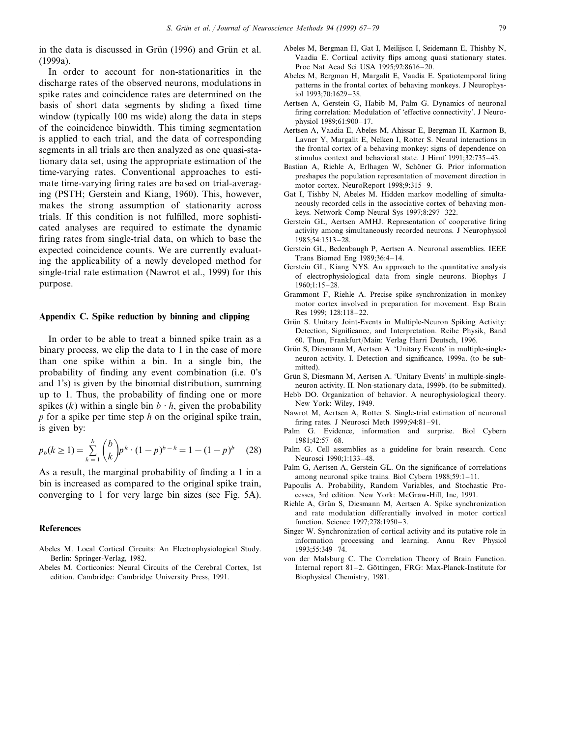in the data is discussed in Grün (1996) and Grün et al. (1999a).

In order to account for non-stationarities in the discharge rates of the observed neurons, modulations in spike rates and coincidence rates are determined on the basis of short data segments by sliding a fixed time window (typically 100 ms wide) along the data in steps of the coincidence binwidth. This timing segmentation is applied to each trial, and the data of corresponding segments in all trials are then analyzed as one quasi-stationary data set, using the appropriate estimation of the time-varying rates. Conventional approaches to estimate time-varying firing rates are based on trial-averaging (PSTH; Gerstein and Kiang, 1960). This, however, makes the strong assumption of stationarity across trials. If this condition is not fulfilled, more sophisticated analyses are required to estimate the dynamic firing rates from single-trial data, on which to base the expected coincidence counts. We are currently evaluating the applicability of a newly developed method for single-trial rate estimation (Nawrot et al., 1999) for this purpose.

## Appendix C. Spike reduction by binning and clipping

In order to be able to treat a binned spike train as a binary process, we clip the data to 1 in the case of more than one spike within a bin. In a single bin, the probability of finding any event combination (i.e. 0's and 1's) is given by the binomial distribution, summing up to 1. Thus, the probability of finding one or more spikes ($k$) within a single bin $b \cdot h$, given the probability $p$ for a spike per time step $h$ on the original spike train, is given by:

$$p_b(k \geq 1) = \sum_{k=1}^{b} \binom{b}{k} p^k \cdot (1-p)^{b-k} = 1 - (1-p)^b \quad (28)$$

As a result, the marginal probability of finding a 1 in a bin is increased as compared to the original spike train, converging to 1 for very large bin sizes (see Fig. 5A).

## References

Abeles M. Local Cortical Circuits: An Electrophysiological Study. Berlin: Springer-Verlag, 1982.

Abeles M. Corticonics: Neural Circuits of the Cerebral Cortex, 1st edition. Cambridge: Cambridge University Press, 1991.

Abeles M, Bergman H, Gat I, Meilijson I, Seidemann E, Thishby N, Vaadia E. Cortical activity flips among quasi stationary states. Proc Nat Acad Sci USA 1995;92:8616–20.

Abeles M, Bergman H, Margalit E, Vaadia E. Spatiotemporal firing patterns in the frontal cortex of behaving monkeys. J Neurophysiol 1993;70:1629–38.

Aertsen A, Gerstein G, Habib M, Palm G. Dynamics of neuronal firing correlation: Modulation of 'effective connectivity'. J Neurophysiol 1989;61:900–17.

Aertsen A, Vaadia E, Abeles M, Ahissar E, Bergman H, Karmon B, Lavner Y, Margalit E, Nelken I, Rotter S. Neural interactions in the frontal cortex of a behaving monkey: signs of dependence on stimulus context and behavioral state. J Hirnf 1991;32:735–43.

Bastian A, Riehle A, Erlhagen W, Schöner G. Prior information preshapes the population representation of movement direction in motor cortex. NeuroReport 1998;9:315–9.

Gat I, Tishby N, Abeles M. Hidden markov modelling of simultaneously recorded cells in the associative cortex of behaving monkeys. Network Comp Neural Sys 1997;8:297–322.

Gerstein GL, Aertsen AMHJ. Representation of cooperative firing activity among simultaneously recorded neurons. J Neurophysiol 1985;54:1513–28.

Gerstein GL, Bedenbaugh P, Aertsen A. Neuronal assemblies. IEEE Trans Biomed Eng 1989;36:4–14.

Gerstein GL, Kiang NYS. An approach to the quantitative analysis of electrophysiological data from single neurons. Biophys J 1960;1:15–28.

Grammont F, Riehle A. Precise spike synchronization in monkey motor cortex involved in preparation for movement. Exp Brain Res 1999; 128:118–22.

Grün S. Unitary Joint-Events in Multiple-Neuron Spiking Activity: Detection, Significance, and Interpretation. Reihe Physik, Band 60. Thun, Frankfurt/Main: Verlag Harri Deutsch, 1996.

Grün S, Diesmann M, Aertsen A. 'Unitary Events' in multiple-single-neuron activity. I. Detection and significance, 1999a. (to be submitted).

Grün S, Diesmann M, Aertsen A. 'Unitary Events' in multiple-single-neuron activity. II. Non-stationary data, 1999b. (to be submitted).

Hebb DO. Organization of behavior. A neurophysiological theory. New York: Wiley, 1949.

Nawrot M, Aertsen A, Rotter S. Single-trial estimation of neuronal firing rates. J Neurosci Meth 1999;94:81–91.

Palm G. Evidence, information and surprise. Biol Cybern 1981;42:57–68.

Palm G. Cell assemblies as a guideline for brain research. Conc Neurosci 1990;1:133–48.

Palm G, Aertsen A, Gerstein GL. On the significance of correlations among neuronal spike trains. Biol Cybern 1988;59:1–11.

Papoulis A. Probability, Random Variables, and Stochastic Processes, 3rd edition. New York: McGraw-Hill, Inc, 1991.

Riehle A, Grün S, Diesmann M, Aertsen A. Spike synchronization and rate modulation differentially involved in motor cortical function. Science 1997;278:1950–3.

Singer W. Synchronization of cortical activity and its putative role in information processing and learning. Annu Rev Physiol 1993;55:349–74.

von der Malsburg C. The Correlation Theory of Brain Function. Internal report 81–2. Göttingen, FRG: Max-Planck-Institute for Biophysical Chemistry, 1981.